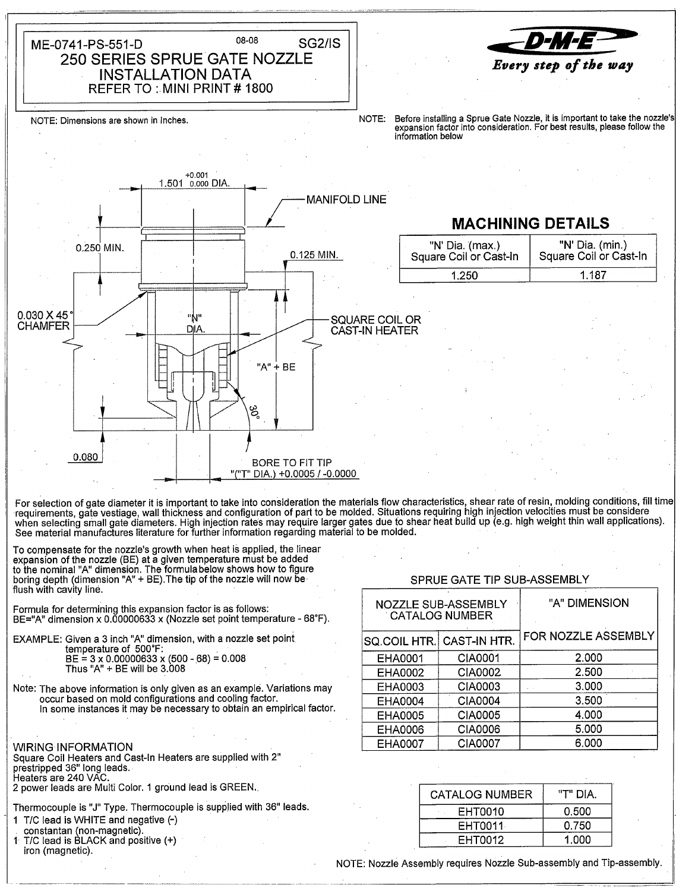ME-0741-PS-551-D 08-08 SG2/IS

# 250 SERIES SPRUE GATE NOZZLE INSTALLATION DATA

REFER TO : MINI PRINT # 1800

D-M-E *Every step of the way*

NOTE: Dimensions are shown in Inches.

NOTE: Before installing a Sprue Gate Nozzle, it is important to take the nozzle's expansion factor into consideration. For best results, please follow the information below

1.501 +0.001 / 0.000 DIA.

MANIFOLD LINE

0.250 MIN.

0.125 MIN.

0.030 X 45° CHAMFER

"N" DIA.

SQUARE COIL OR CAST-IN HEATER

"A" + BE

30°

0.080

BORE TO FIT TIP "("T" DIA.) +0.0005 / -0.0000

## MACHINING DETAILS

| "N' Dia. (max.) Square Coil or Cast-In | "N' Dia. (min.) Square Coil or Cast-In |
|---|---|
| 1.250 | 1.187 |

For selection of gate diameter it is important to take into consideration the materials flow characteristics, shear rate of resin, molding conditions, fill time requirements, gate vestiage, wall thickness and configuration of part to be molded. Situations requiring high injection velocities must be considere when selecting small gate diameters. High injection rates may require larger gates due to shear heat build up (e.g. high weight thin wall applications). See material manufactures literature for further information regarding material to be molded.

To compensate for the nozzle's growth when heat is applied, the linear expansion of the nozzle (BE) at a given temperature must be added to the nominal "A" dimension. The formula below shows how to figure boring depth (dimension "A" + BE).The tip of the nozzle will now be flush with cavity line.

Formula for determining this expansion factor is as follows:
BE="A" dimension x 0.00000633 x (Nozzle set point temperature - 68°F).

EXAMPLE: Given a 3 inch "A" dimension, with a nozzle set point temperature of 500°F:
BE = 3 x 0.00000633 x (500 - 68) = 0.008
Thus "A" + BE will be 3.008

Note: The above information is only given as an example. Variations may occur based on mold configurations and cooling factor. In some instances it may be necessary to obtain an empirical factor.

SPRUE GATE TIP SUB-ASSEMBLY

| NOZZLE SUB-ASSEMBLY CATALOG NUMBER | | "A" DIMENSION |
|---|---|---|
| SQ.COIL HTR. | CAST-IN HTR. | FOR NOZZLE ASSEMBLY |
| EHA0001 | CIA0001 | 2.000 |
| EHA0002 | CIA0002 | 2.500 |
| EHA0003 | CIA0003 | 3.000 |
| EHA0004 | CIA0004 | 3.500 |
| EHA0005 | CIA0005 | 4.000 |
| EHA0006 | CIA0006 | 5.000 |
| EHA0007 | CIA0007 | 6.000 |

WIRING INFORMATION
Square Coil Heaters and Cast-In Heaters are supplied with 2" prestripped 36" long leads.
Heaters are 240 VAC.
2 power leads are Multi Color. 1 ground lead is GREEN.

Thermocouple is "J" Type. Thermocouple is supplied with 36" leads.
1 T/C lead is WHITE and negative (-) constantan (non-magnetic).
1 T/C lead is BLACK and positive (+) iron (magnetic).

| CATALOG NUMBER | "T" DIA. |
|---|---|
| EHT0010 | 0.500 |
| EHT0011 | 0.750 |
| EHT0012 | 1.000 |

NOTE: Nozzle Assembly requires Nozzle Sub-assembly and Tip-assembly.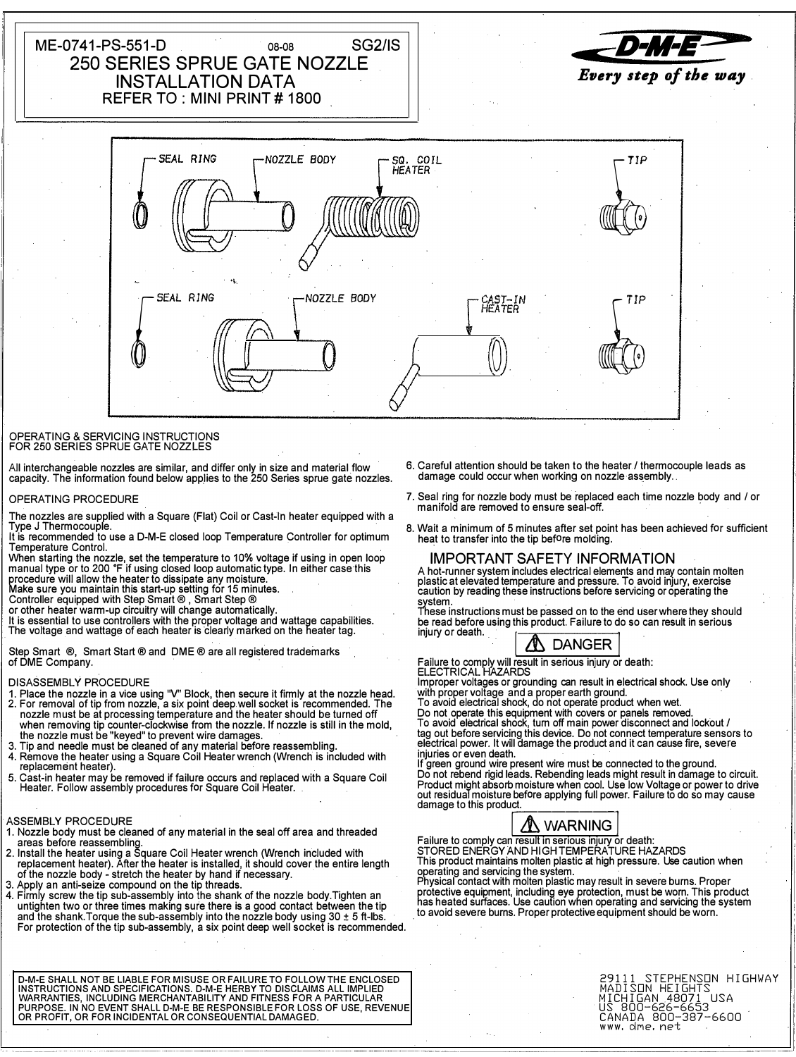ME-0741-PS-551-D 08-08 SG2/IS

# 250 SERIES SPRUE GATE NOZZLE INSTALLATION DATA

REFER TO : MINI PRINT # 1800

D-M-E

*Every step of the way*

SEAL RING
NOZZLE BODY
SQ. COIL HEATER
TIP

SEAL RING
NOZZLE BODY
CAST-IN HEATER
TIP

## OPERATING & SERVICING INSTRUCTIONS FOR 250 SERIES SPRUE GATE NOZZLES

All interchangeable nozzles are similar, and differ only in size and material flow capacity. The information found below applies to the 250 Series sprue gate nozzles.

### OPERATING PROCEDURE

The nozzles are supplied with a Square (Flat) Coil or Cast-In heater equipped with a Type J Thermocouple.
It is recommended to use a D-M-E closed loop Temperature Controller for optimum Temperature Control.
When starting the nozzle, set the temperature to 10% voltage if using in open loop manual type or to 200 °F if using closed loop automatic type. In either case this procedure will allow the heater to dissipate any moisture.
Make sure you maintain this start-up setting for 15 minutes.
Controller equipped with Step Smart ®, Smart Step ®
or other heater warm-up circuitry will change automatically.
It is essential to use controllers with the proper voltage and wattage capabilities.
The voltage and wattage of each heater is clearly marked on the heater tag.

Step Smart ®, Smart Start ® and DME ® are all registered trademarks of DME Company.

### DISASSEMBLY PROCEDURE

1. Place the nozzle in a vice using "V" Block, then secure it firmly at the nozzle head.
2. For removal of tip from nozzle, a six point deep well socket is recommended. The nozzle must be at processing temperature and the heater should be turned off when removing tip counter-clockwise from the nozzle. If nozzle is still in the mold, the nozzle must be "keyed" to prevent wire damages.
3. Tip and needle must be cleaned of any material before reassembling.
4. Remove the heater using a Square Coil Heater wrench (Wrench is included with replacement heater).
5. Cast-in heater may be removed if failure occurs and replaced with a Square Coil Heater. Follow assembly procedures for Square Coil Heater.
6. Careful attention should be taken to the heater / thermocouple leads as damage could occur when working on nozzle assembly.
7. Seal ring for nozzle body must be replaced each time nozzle body and / or manifold are removed to ensure seal-off.
8. Wait a minimum of 5 minutes after set point has been achieved for sufficient heat to transfer into the tip before molding.

### ASSEMBLY PROCEDURE

1. Nozzle body must be cleaned of any material in the seal off area and threaded areas before reassembling.
2. Install the heater using a Square Coil Heater wrench (Wrench included with replacement heater). After the heater is installed, it should cover the entire length of the nozzle body - stretch the heater by hand if necessary.
3. Apply an anti-seize compound on the tip threads.
4. Firmly screw the tip sub-assembly into the shank of the nozzle body.Tighten an untighten two or three times making sure there is a good contact between the tip and the shank.Torque the sub-assembly into the nozzle body using 30 ± 5 ft-lbs. For protection of the tip sub-assembly, a six point deep well socket is recommended.

## IMPORTANT SAFETY INFORMATION

A hot-runner system includes electrical elements and may contain molten plastic at elevated temperature and pressure. To avoid injury, exercise caution by reading these instructions before servicing or operating the system.
These instructions must be passed on to the end user where they should be read before using this product. Failure to do so can result in serious injury or death.

**⚠ DANGER**

Failure to comply will result in serious injury or death:
ELECTRICAL HAZARDS
Improper voltages or grounding can result in electrical shock. Use only with proper voltage and a proper earth ground.
To avoid electrical shock, do not operate product when wet.
Do not operate this equipment with covers or panels removed.
To avoid electrical shock, turn off main power disconnect and lockout / tag out before servicing this device. Do not connect temperature sensors to electrical power. It will damage the product and it can cause fire, severe injuries or even death.
If green ground wire present wire must be connected to the ground.
Do not rebend rigid leads. Rebending leads might result in damage to circuit.
Product might absorb moisture when cool. Use low Voltage or power to drive out residual moisture before applying full power. Failure to do so may cause damage to this product.

**⚠ WARNING**

Failure to comply can result in serious injury or death:
STORED ENERGY AND HIGH TEMPERATURE HAZARDS
This product maintains molten plastic at high pressure. Use caution when operating and servicing the system.
Physical contact with molten plastic may result in severe burns. Proper protective equipment, including eye protection, must be worn. This product has heated surfaces. Use caution when operating and servicing the system to avoid severe burns. Proper protective equipment should be worn.

D-M-E SHALL NOT BE LIABLE FOR MISUSE OR FAILURE TO FOLLOW THE ENCLOSED INSTRUCTIONS AND SPECIFICATIONS. D-M-E HERBY TO DISCLAIMS ALL IMPLIED WARRANTIES, INCLUDING MERCHANTABILITY AND FITNESS FOR A PARTICULAR PURPOSE. IN NO EVENT SHALL D-M-E BE RESPONSIBLE FOR LOSS OF USE, REVENUE OR PROFIT, OR FOR INCIDENTAL OR CONSEQUENTIAL DAMAGED.

29111 STEPHENSON HIGHWAY
MADISON HEIGHTS
MICHIGAN 48071 USA
US 800-626-6653
CANADA 800-387-6600
www. dme. net